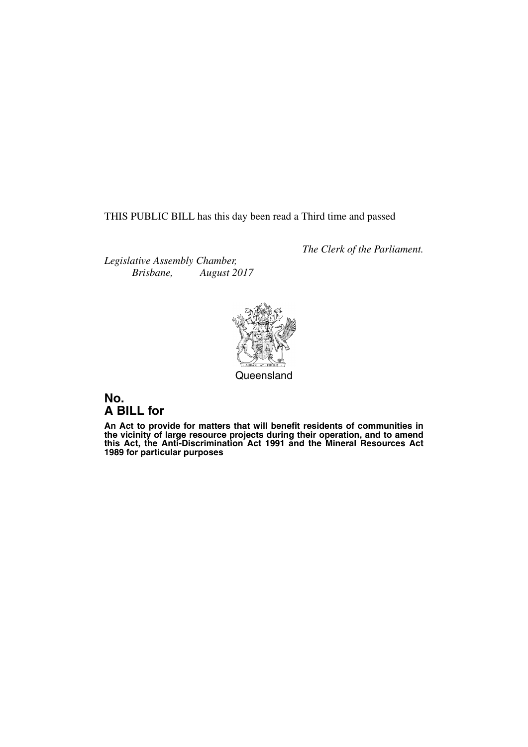THIS PUBLIC BILL has this day been read a Third time and passed

*The Clerk of the Parliament.*

*Legislative Assembly Chamber,*
*Brisbane, August 2017*

Queensland

## No.
## A BILL for

**An Act to provide for matters that will benefit residents of communities in the vicinity of large resource projects during their operation, and to amend this Act, the Anti-Discrimination Act 1991 and the Mineral Resources Act 1989 for particular purposes**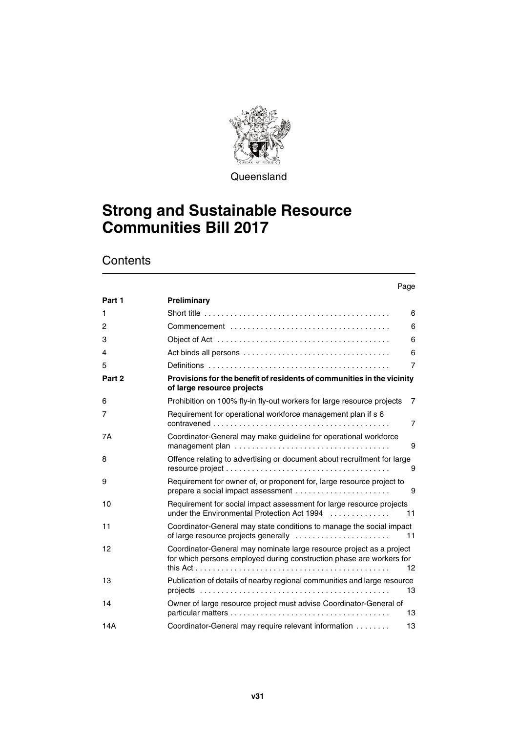Queensland

# Strong and Sustainable Resource Communities Bill 2017

## Contents

| | | Page |
|---|---|---|
| **Part 1** | **Preliminary** | |
| 1 | Short title | 6 |
| 2 | Commencement | 6 |
| 3 | Object of Act | 6 |
| 4 | Act binds all persons | 6 |
| 5 | Definitions | 7 |
| **Part 2** | **Provisions for the benefit of residents of communities in the vicinity of large resource projects** | |
| 6 | Prohibition on 100% fly-in fly-out workers for large resource projects | 7 |
| 7 | Requirement for operational workforce management plan if s 6 contravened | 7 |
| 7A | Coordinator-General may make guideline for operational workforce management plan | 9 |
| 8 | Offence relating to advertising or document about recruitment for large resource project | 9 |
| 9 | Requirement for owner of, or proponent for, large resource project to prepare a social impact assessment | 9 |
| 10 | Requirement for social impact assessment for large resource projects under the Environmental Protection Act 1994 | 11 |
| 11 | Coordinator-General may state conditions to manage the social impact of large resource projects generally | 11 |
| 12 | Coordinator-General may nominate large resource project as a project for which persons employed during construction phase are workers for this Act | 12 |
| 13 | Publication of details of nearby regional communities and large resource projects | 13 |
| 14 | Owner of large resource project must advise Coordinator-General of particular matters | 13 |
| 14A | Coordinator-General may require relevant information | 13 |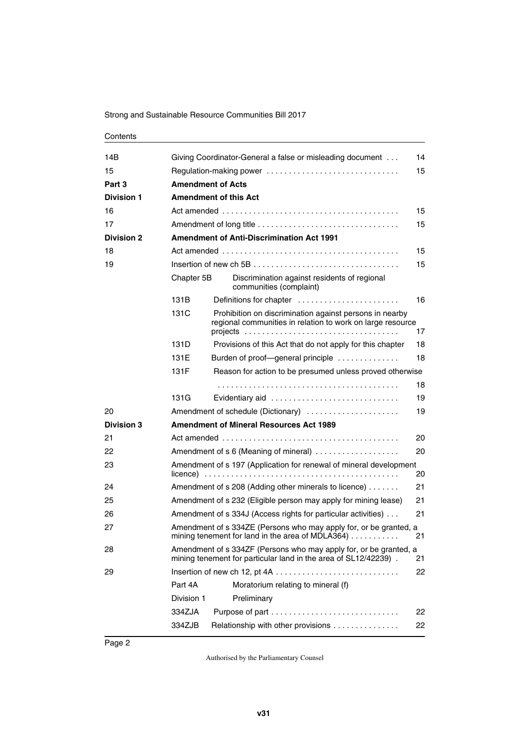| | | |
|---|---|---|
| 14B | Giving Coordinator-General a false or misleading document | 14 |
| 15 | Regulation-making power | 15 |
| **Part 3** | **Amendment of Acts** | |
| **Division 1** | **Amendment of this Act** | |
| 16 | Act amended | 15 |
| 17 | Amendment of long title | 15 |
| **Division 2** | **Amendment of Anti-Discrimination Act 1991** | |
| 18 | Act amended | 15 |
| 19 | Insertion of new ch 5B | 15 |
| | Chapter 5B — Discrimination against residents of regional communities (complaint) | |
| | 131B — Definitions for chapter | 16 |
| | 131C — Prohibition on discrimination against persons in nearby regional communities in relation to work on large resource projects | 17 |
| | 131D — Provisions of this Act that do not apply for this chapter | 18 |
| | 131E — Burden of proof—general principle | 18 |
| | 131F — Reason for action to be presumed unless proved otherwise | 18 |
| | 131G — Evidentiary aid | 19 |
| 20 | Amendment of schedule (Dictionary) | 19 |
| **Division 3** | **Amendment of Mineral Resources Act 1989** | |
| 21 | Act amended | 20 |
| 22 | Amendment of s 6 (Meaning of mineral) | 20 |
| 23 | Amendment of s 197 (Application for renewal of mineral development licence) | 20 |
| 24 | Amendment of s 208 (Adding other minerals to licence) | 21 |
| 25 | Amendment of s 232 (Eligible person may apply for mining lease) | 21 |
| 26 | Amendment of s 334J (Access rights for particular activities) | 21 |
| 27 | Amendment of s 334ZE (Persons who may apply for, or be granted, a mining tenement for land in the area of MDLA364) | 21 |
| 28 | Amendment of s 334ZF (Persons who may apply for, or be granted, a mining tenement for particular land in the area of SL12/42239) | 21 |
| 29 | Insertion of new ch 12, pt 4A | 22 |
| | Part 4A — Moratorium relating to mineral (f) | |
| | Division 1 — Preliminary | |
| | 334ZJA — Purpose of part | 22 |
| | 334ZJB — Relationship with other provisions | 22 |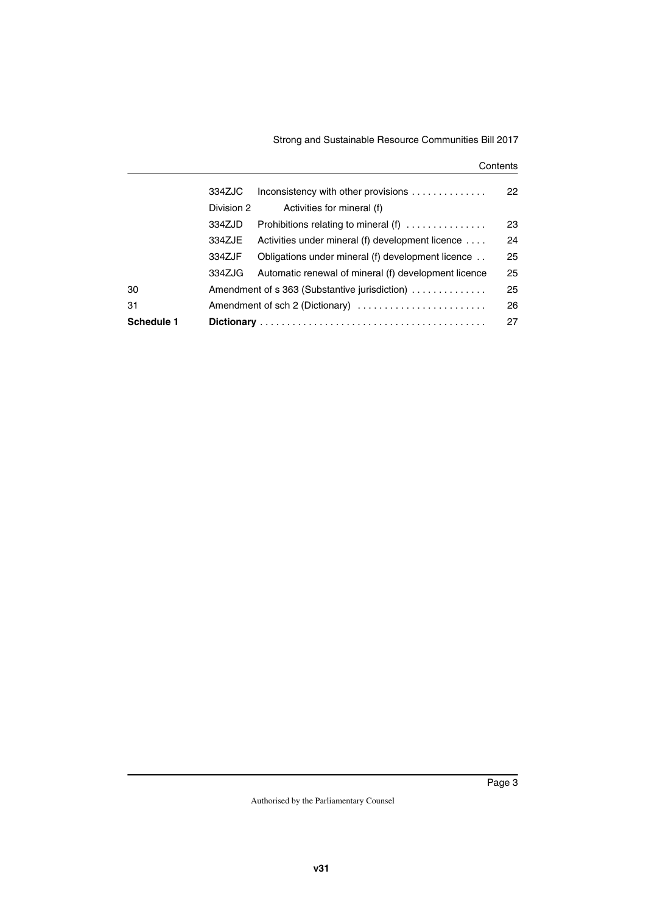| | | | |
|---|---|---|---|
| | 334ZJC | Inconsistency with other provisions | 22 |
| | Division 2 | Activities for mineral (f) | |
| | 334ZJD | Prohibitions relating to mineral (f) | 23 |
| | 334ZJE | Activities under mineral (f) development licence | 24 |
| | 334ZJF | Obligations under mineral (f) development licence | 25 |
| | 334ZJG | Automatic renewal of mineral (f) development licence | 25 |
| 30 | Amendment of s 363 (Substantive jurisdiction) | | 25 |
| 31 | Amendment of sch 2 (Dictionary) | | 26 |
| **Schedule 1** | **Dictionary** | | 27 |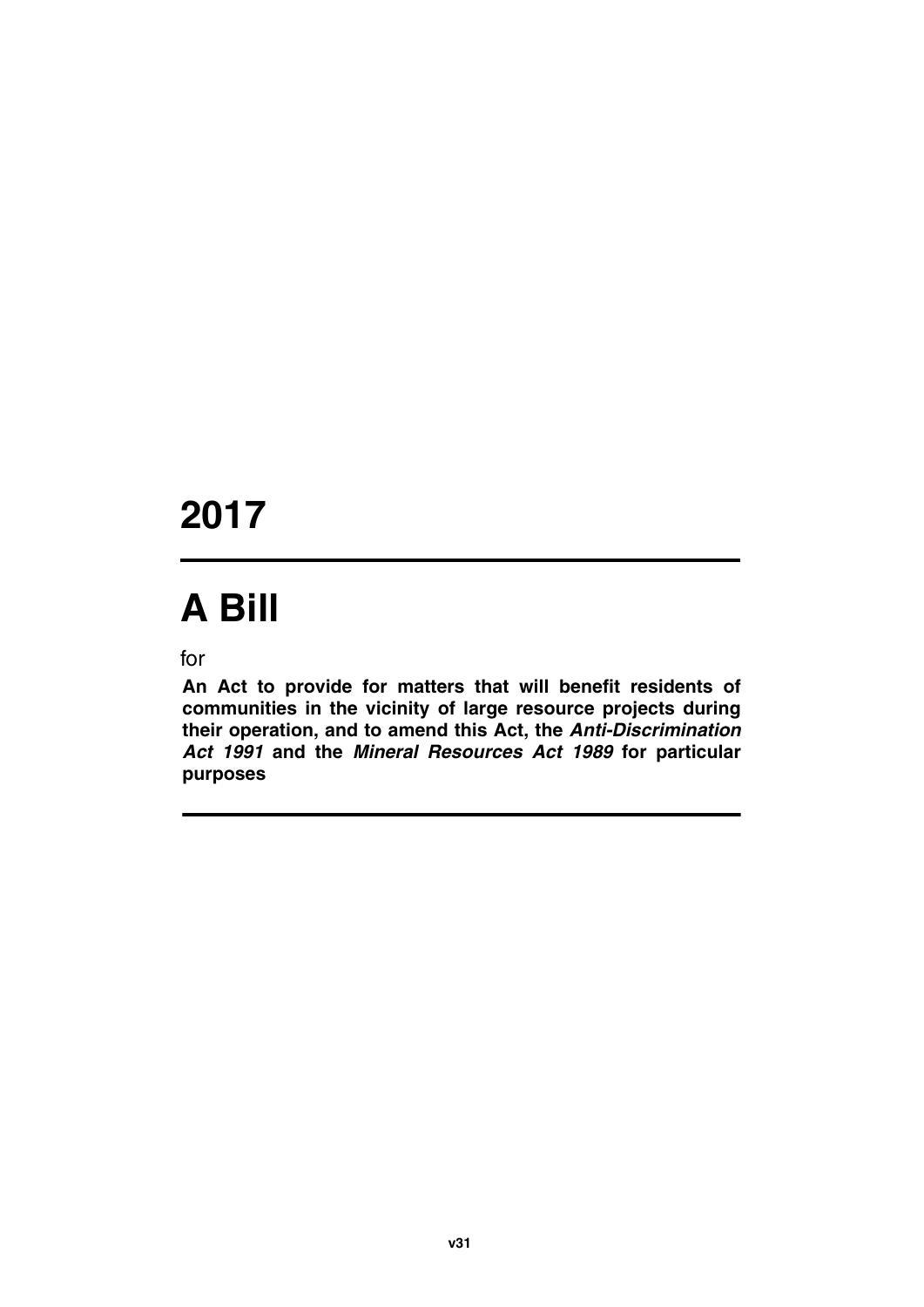# 2017

# A Bill

for

**An Act to provide for matters that will benefit residents of communities in the vicinity of large resource projects during their operation, and to amend this Act, the *Anti-Discrimination Act 1991* and the *Mineral Resources Act 1989* for particular purposes**

**v31**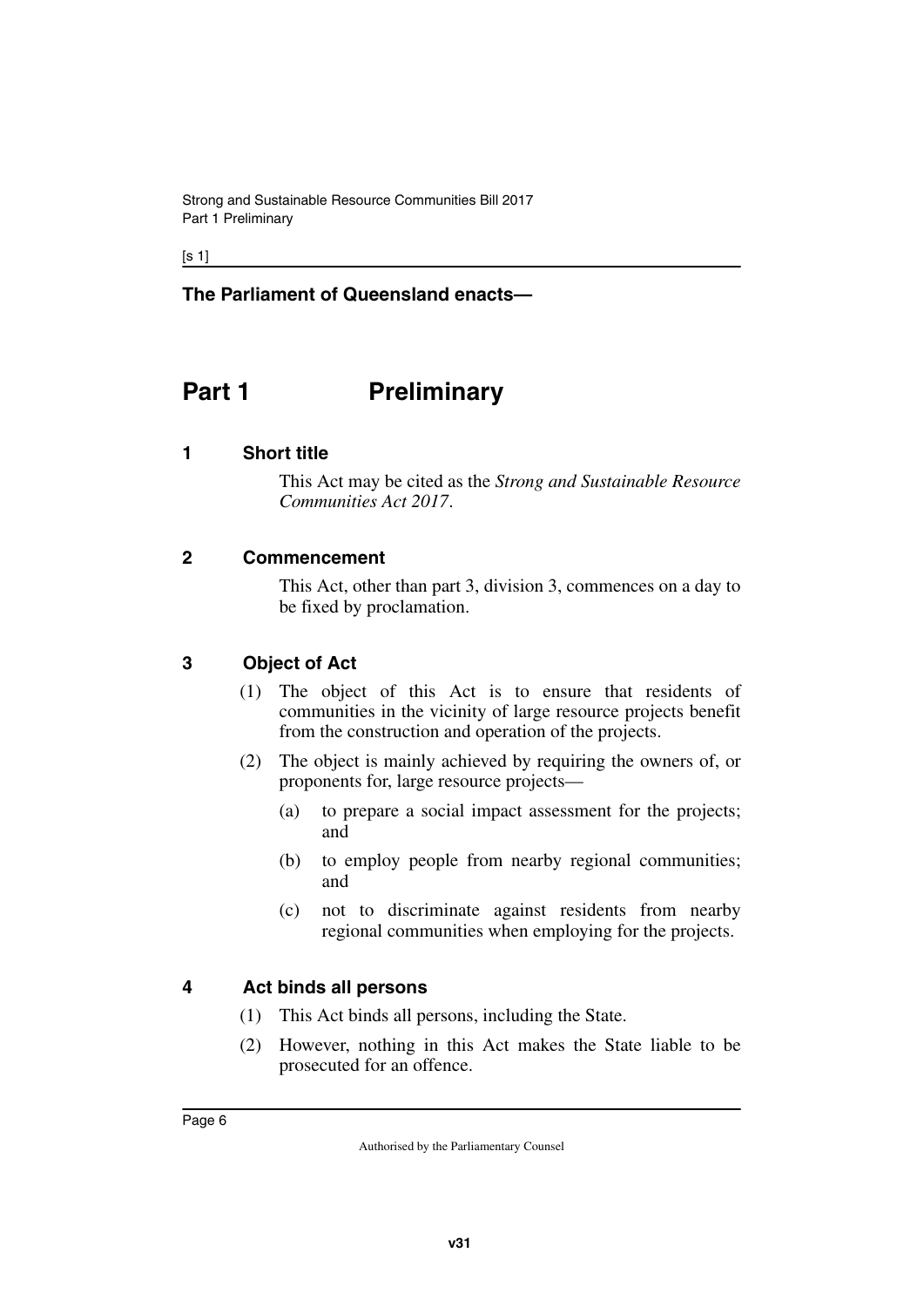**The Parliament of Queensland enacts—**

# Part 1 Preliminary

## 1 Short title

This Act may be cited as the *Strong and Sustainable Resource Communities Act 2017*.

## 2 Commencement

This Act, other than part 3, division 3, commences on a day to be fixed by proclamation.

## 3 Object of Act

(1) The object of this Act is to ensure that residents of communities in the vicinity of large resource projects benefit from the construction and operation of the projects.

(2) The object is mainly achieved by requiring the owners of, or proponents for, large resource projects—

(a) to prepare a social impact assessment for the projects; and

(b) to employ people from nearby regional communities; and

(c) not to discriminate against residents from nearby regional communities when employing for the projects.

## 4 Act binds all persons

(1) This Act binds all persons, including the State.

(2) However, nothing in this Act makes the State liable to be prosecuted for an offence.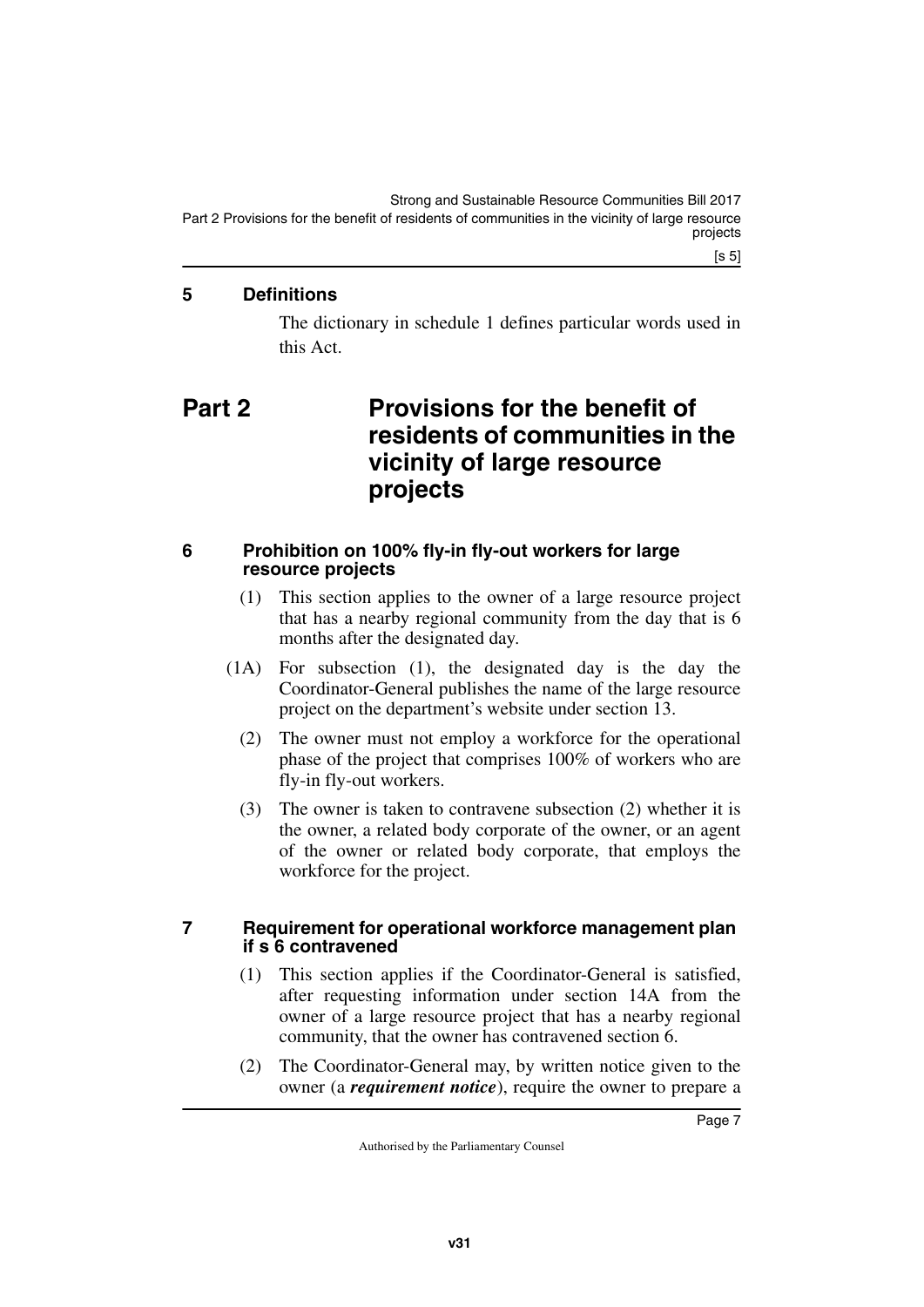### 5 Definitions

The dictionary in schedule 1 defines particular words used in this Act.

## Part 2 Provisions for the benefit of residents of communities in the vicinity of large resource projects

### 6 Prohibition on 100% fly-in fly-out workers for large resource projects

(1) This section applies to the owner of a large resource project that has a nearby regional community from the day that is 6 months after the designated day.

(1A) For subsection (1), the designated day is the day the Coordinator-General publishes the name of the large resource project on the department's website under section 13.

(2) The owner must not employ a workforce for the operational phase of the project that comprises 100% of workers who are fly-in fly-out workers.

(3) The owner is taken to contravene subsection (2) whether it is the owner, a related body corporate of the owner, or an agent of the owner or related body corporate, that employs the workforce for the project.

### 7 Requirement for operational workforce management plan if s 6 contravened

(1) This section applies if the Coordinator-General is satisfied, after requesting information under section 14A from the owner of a large resource project that has a nearby regional community, that the owner has contravened section 6.

(2) The Coordinator-General may, by written notice given to the owner (a ***requirement notice***), require the owner to prepare a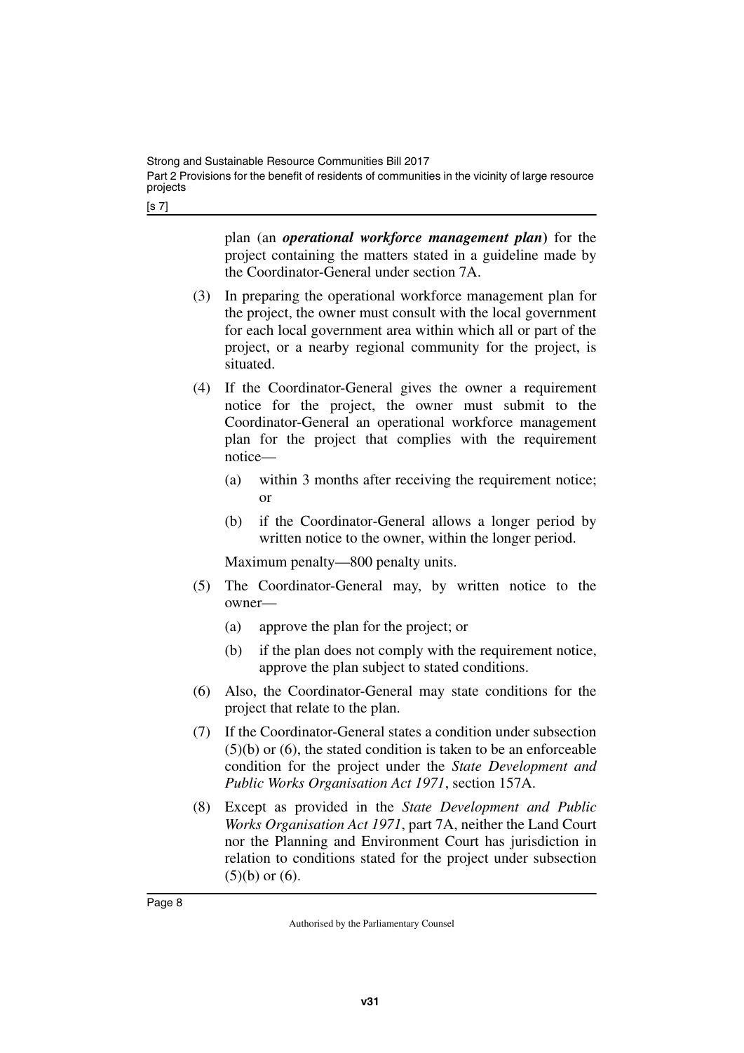plan (an ***operational workforce management plan***) for the project containing the matters stated in a guideline made by the Coordinator-General under section 7A.

(3) In preparing the operational workforce management plan for the project, the owner must consult with the local government for each local government area within which all or part of the project, or a nearby regional community for the project, is situated.

(4) If the Coordinator-General gives the owner a requirement notice for the project, the owner must submit to the Coordinator-General an operational workforce management plan for the project that complies with the requirement notice—

(a) within 3 months after receiving the requirement notice; or

(b) if the Coordinator-General allows a longer period by written notice to the owner, within the longer period.

Maximum penalty—800 penalty units.

(5) The Coordinator-General may, by written notice to the owner—

(a) approve the plan for the project; or

(b) if the plan does not comply with the requirement notice, approve the plan subject to stated conditions.

(6) Also, the Coordinator-General may state conditions for the project that relate to the plan.

(7) If the Coordinator-General states a condition under subsection (5)(b) or (6), the stated condition is taken to be an enforceable condition for the project under the *State Development and Public Works Organisation Act 1971*, section 157A.

(8) Except as provided in the *State Development and Public Works Organisation Act 1971*, part 7A, neither the Land Court nor the Planning and Environment Court has jurisdiction in relation to conditions stated for the project under subsection (5)(b) or (6).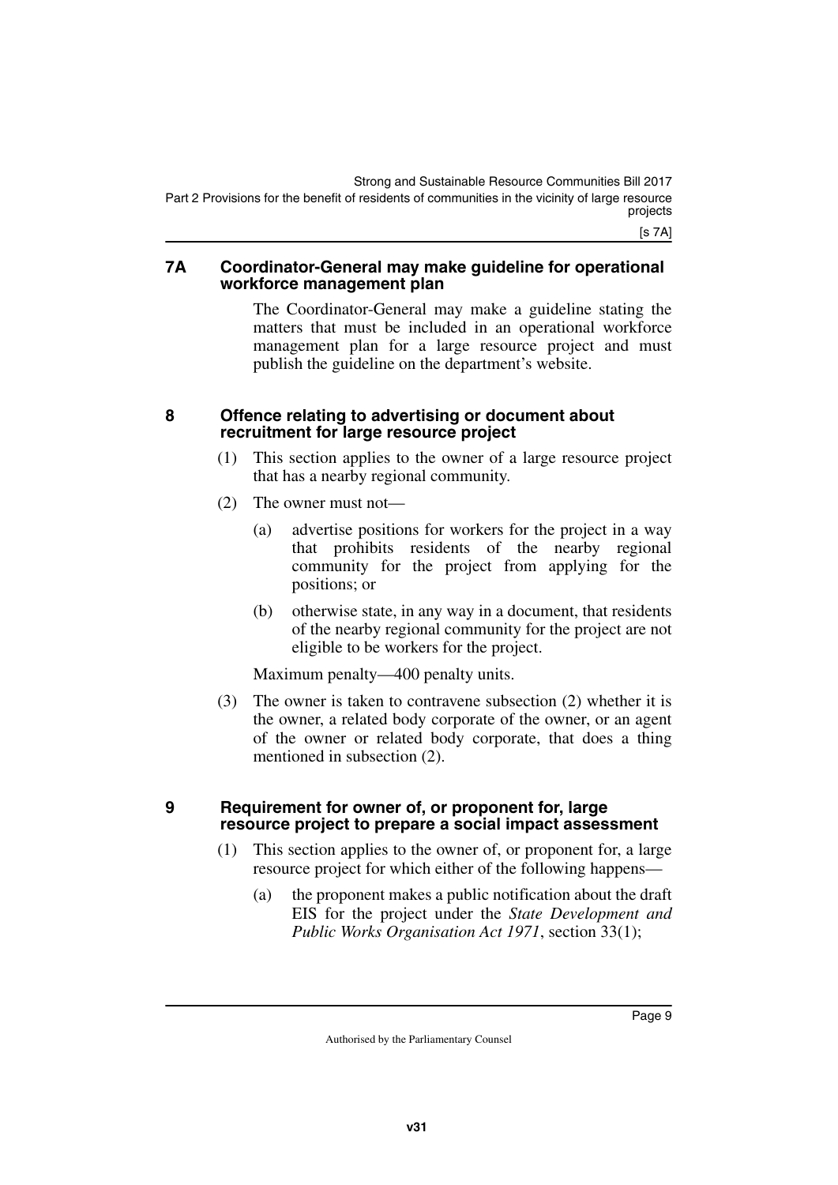## 7A Coordinator-General may make guideline for operational workforce management plan

The Coordinator-General may make a guideline stating the matters that must be included in an operational workforce management plan for a large resource project and must publish the guideline on the department's website.

## 8 Offence relating to advertising or document about recruitment for large resource project

(1) This section applies to the owner of a large resource project that has a nearby regional community.

(2) The owner must not—

(a) advertise positions for workers for the project in a way that prohibits residents of the nearby regional community for the project from applying for the positions; or

(b) otherwise state, in any way in a document, that residents of the nearby regional community for the project are not eligible to be workers for the project.

Maximum penalty—400 penalty units.

(3) The owner is taken to contravene subsection (2) whether it is the owner, a related body corporate of the owner, or an agent of the owner or related body corporate, that does a thing mentioned in subsection (2).

## 9 Requirement for owner of, or proponent for, large resource project to prepare a social impact assessment

(1) This section applies to the owner of, or proponent for, a large resource project for which either of the following happens—

(a) the proponent makes a public notification about the draft EIS for the project under the *State Development and Public Works Organisation Act 1971*, section 33(1);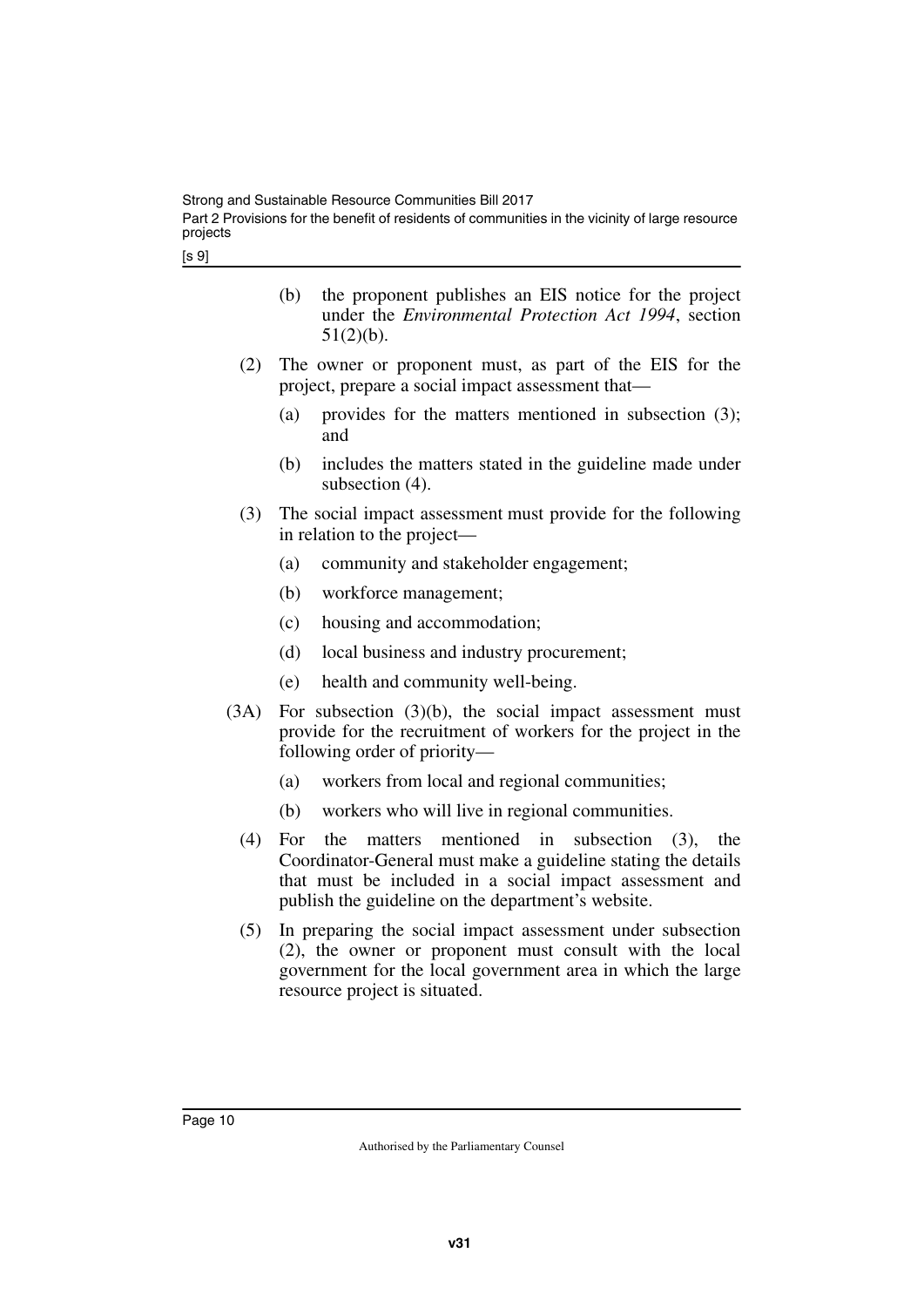(b) the proponent publishes an EIS notice for the project under the *Environmental Protection Act 1994*, section 51(2)(b).

(2) The owner or proponent must, as part of the EIS for the project, prepare a social impact assessment that—

(a) provides for the matters mentioned in subsection (3); and

(b) includes the matters stated in the guideline made under subsection (4).

(3) The social impact assessment must provide for the following in relation to the project—

(a) community and stakeholder engagement;

(b) workforce management;

(c) housing and accommodation;

(d) local business and industry procurement;

(e) health and community well-being.

(3A) For subsection (3)(b), the social impact assessment must provide for the recruitment of workers for the project in the following order of priority—

(a) workers from local and regional communities;

(b) workers who will live in regional communities.

(4) For the matters mentioned in subsection (3), the Coordinator-General must make a guideline stating the details that must be included in a social impact assessment and publish the guideline on the department's website.

(5) In preparing the social impact assessment under subsection (2), the owner or proponent must consult with the local government for the local government area in which the large resource project is situated.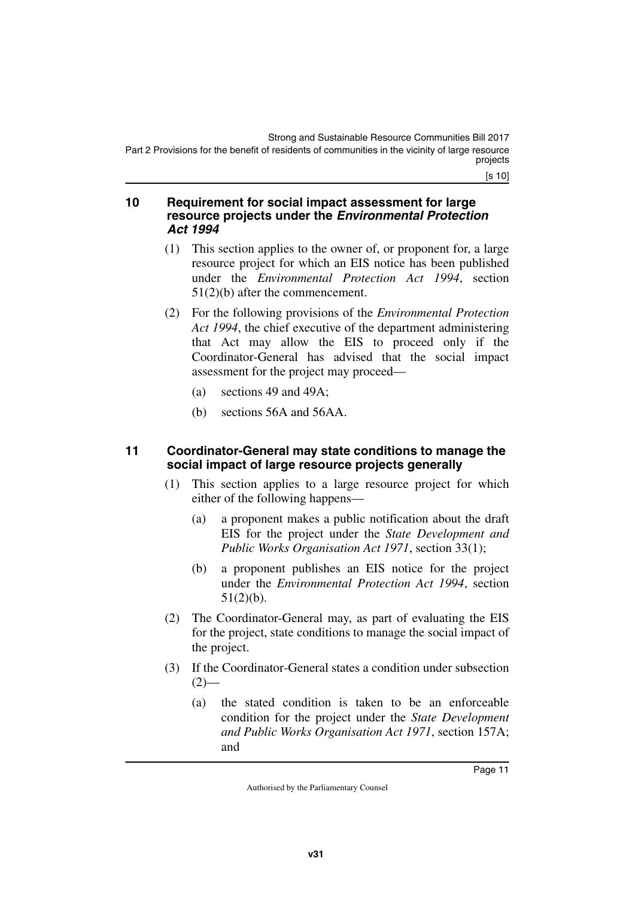## 10 Requirement for social impact assessment for large resource projects under the *Environmental Protection Act 1994*

(1) This section applies to the owner of, or proponent for, a large resource project for which an EIS notice has been published under the *Environmental Protection Act 1994*, section 51(2)(b) after the commencement.

(2) For the following provisions of the *Environmental Protection Act 1994*, the chief executive of the department administering that Act may allow the EIS to proceed only if the Coordinator-General has advised that the social impact assessment for the project may proceed—

(a) sections 49 and 49A;

(b) sections 56A and 56AA.

## 11 Coordinator-General may state conditions to manage the social impact of large resource projects generally

(1) This section applies to a large resource project for which either of the following happens—

(a) a proponent makes a public notification about the draft EIS for the project under the *State Development and Public Works Organisation Act 1971*, section 33(1);

(b) a proponent publishes an EIS notice for the project under the *Environmental Protection Act 1994*, section 51(2)(b).

(2) The Coordinator-General may, as part of evaluating the EIS for the project, state conditions to manage the social impact of the project.

(3) If the Coordinator-General states a condition under subsection (2)—

(a) the stated condition is taken to be an enforceable condition for the project under the *State Development and Public Works Organisation Act 1971*, section 157A; and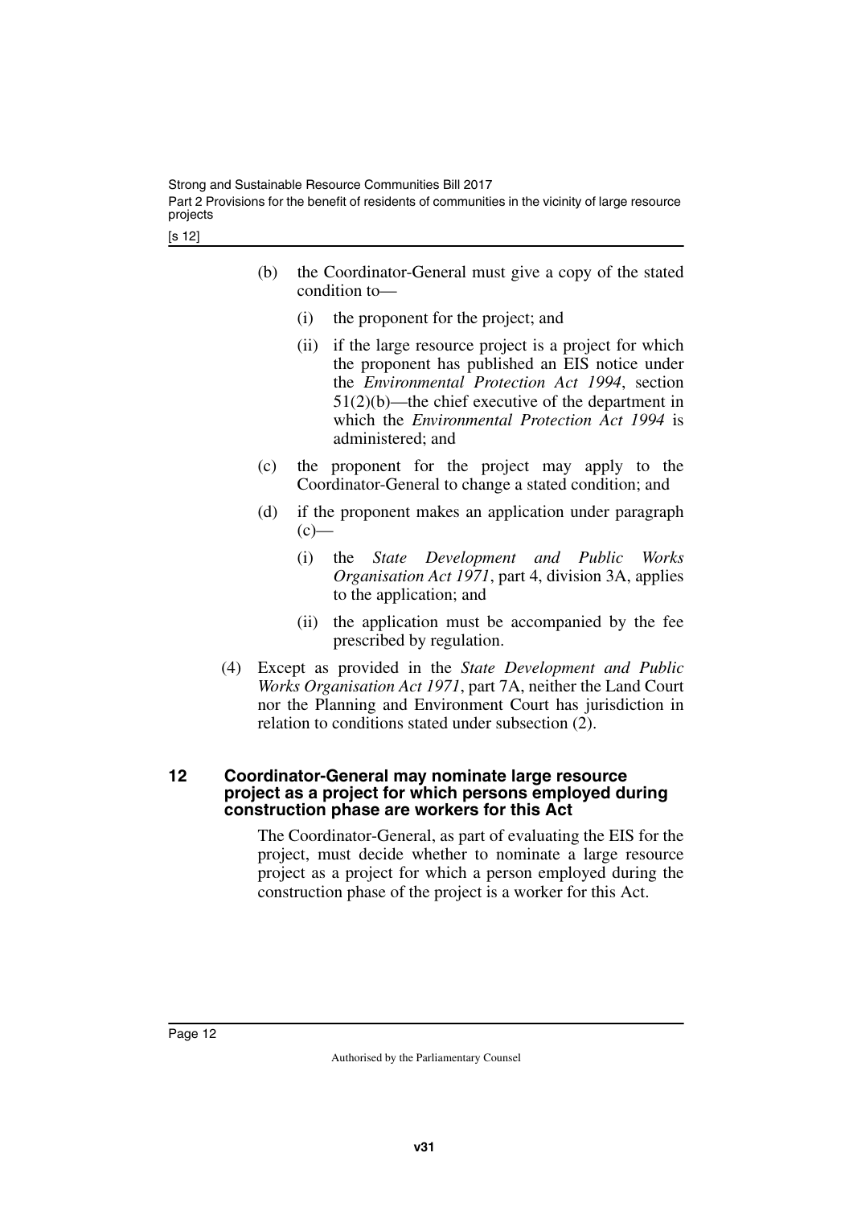(b) the Coordinator-General must give a copy of the stated condition to—

   (i) the proponent for the project; and

   (ii) if the large resource project is a project for which the proponent has published an EIS notice under the *Environmental Protection Act 1994*, section 51(2)(b)—the chief executive of the department in which the *Environmental Protection Act 1994* is administered; and

(c) the proponent for the project may apply to the Coordinator-General to change a stated condition; and

(d) if the proponent makes an application under paragraph (c)—

   (i) the *State Development and Public Works Organisation Act 1971*, part 4, division 3A, applies to the application; and

   (ii) the application must be accompanied by the fee prescribed by regulation.

(4) Except as provided in the *State Development and Public Works Organisation Act 1971*, part 7A, neither the Land Court nor the Planning and Environment Court has jurisdiction in relation to conditions stated under subsection (2).

## 12 Coordinator-General may nominate large resource project as a project for which persons employed during construction phase are workers for this Act

The Coordinator-General, as part of evaluating the EIS for the project, must decide whether to nominate a large resource project as a project for which a person employed during the construction phase of the project is a worker for this Act.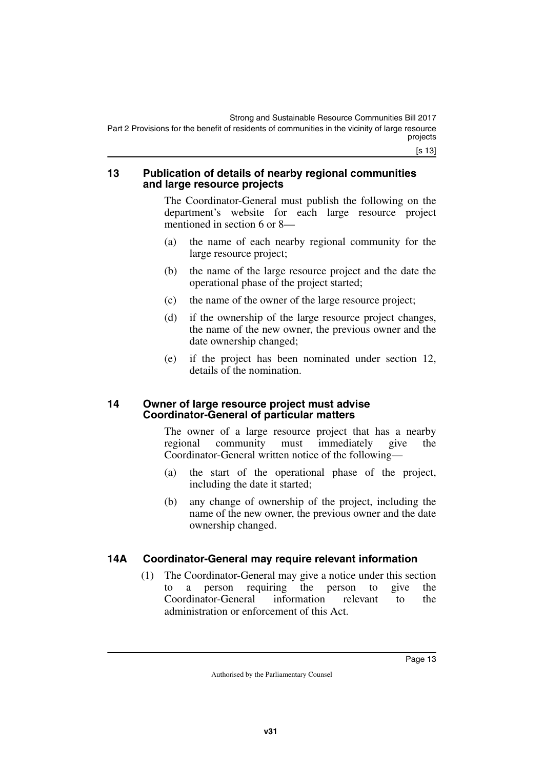## 13 Publication of details of nearby regional communities and large resource projects

The Coordinator-General must publish the following on the department's website for each large resource project mentioned in section 6 or 8—

(a) the name of each nearby regional community for the large resource project;

(b) the name of the large resource project and the date the operational phase of the project started;

(c) the name of the owner of the large resource project;

(d) if the ownership of the large resource project changes, the name of the new owner, the previous owner and the date ownership changed;

(e) if the project has been nominated under section 12, details of the nomination.

## 14 Owner of large resource project must advise Coordinator-General of particular matters

The owner of a large resource project that has a nearby regional community must immediately give the Coordinator-General written notice of the following—

(a) the start of the operational phase of the project, including the date it started;

(b) any change of ownership of the project, including the name of the new owner, the previous owner and the date ownership changed.

## 14A Coordinator-General may require relevant information

(1) The Coordinator-General may give a notice under this section to a person requiring the person to give the Coordinator-General information relevant to the administration or enforcement of this Act.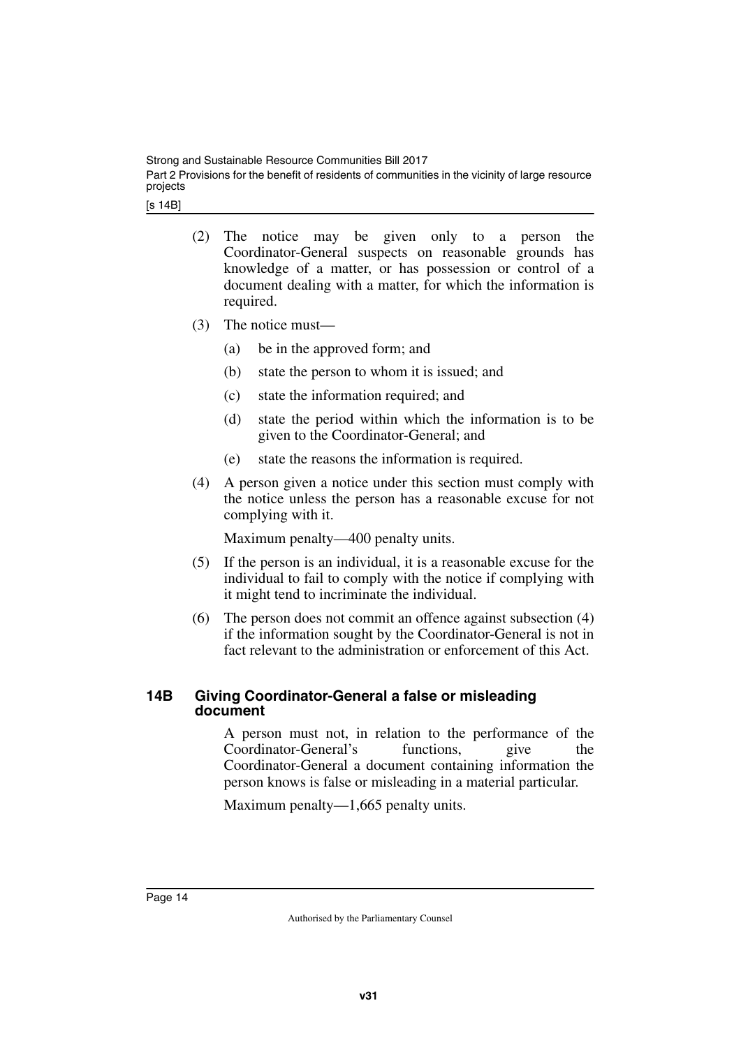(2) The notice may be given only to a person the Coordinator-General suspects on reasonable grounds has knowledge of a matter, or has possession or control of a document dealing with a matter, for which the information is required.

(3) The notice must—

(a) be in the approved form; and

(b) state the person to whom it is issued; and

(c) state the information required; and

(d) state the period within which the information is to be given to the Coordinator-General; and

(e) state the reasons the information is required.

(4) A person given a notice under this section must comply with the notice unless the person has a reasonable excuse for not complying with it.

Maximum penalty—400 penalty units.

(5) If the person is an individual, it is a reasonable excuse for the individual to fail to comply with the notice if complying with it might tend to incriminate the individual.

(6) The person does not commit an offence against subsection (4) if the information sought by the Coordinator-General is not in fact relevant to the administration or enforcement of this Act.

#### 14B Giving Coordinator-General a false or misleading document

A person must not, in relation to the performance of the Coordinator-General's functions, give the Coordinator-General a document containing information the person knows is false or misleading in a material particular.

Maximum penalty—1,665 penalty units.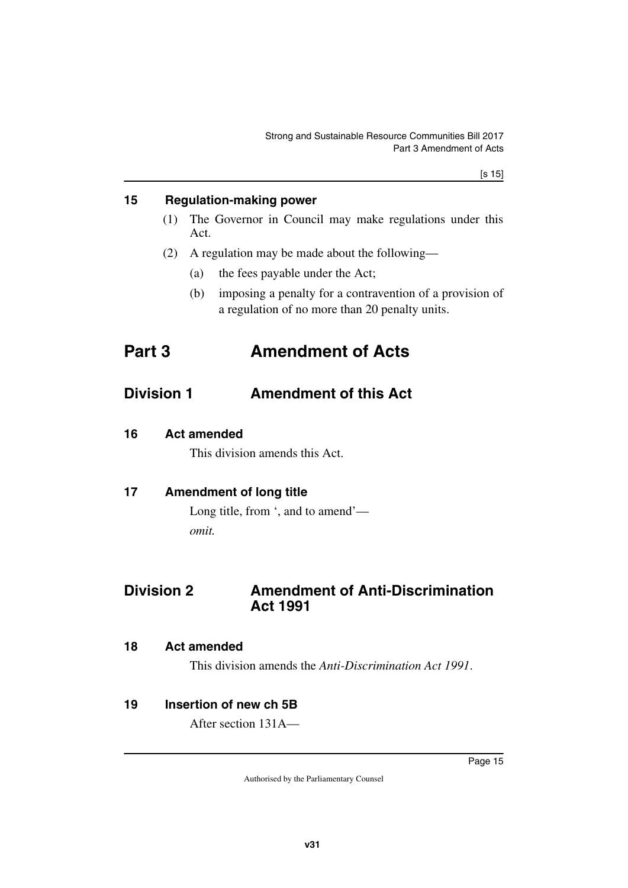### 15 Regulation-making power

(1) The Governor in Council may make regulations under this Act.

(2) A regulation may be made about the following—

(a) the fees payable under the Act;

(b) imposing a penalty for a contravention of a provision of a regulation of no more than 20 penalty units.

# Part 3 Amendment of Acts

## Division 1 Amendment of this Act

### 16 Act amended

This division amends this Act.

### 17 Amendment of long title

Long title, from ', and to amend'—

*omit.*

## Division 2 Amendment of Anti-Discrimination Act 1991

### 18 Act amended

This division amends the *Anti-Discrimination Act 1991*.

### 19 Insertion of new ch 5B

After section 131A—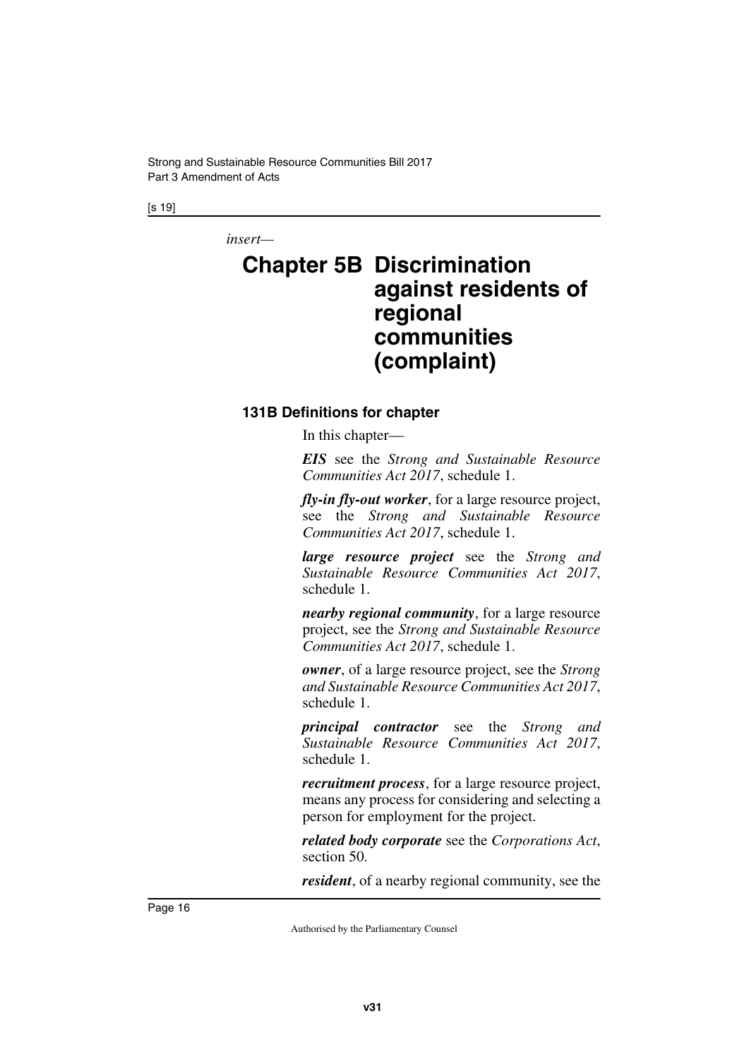*insert—*

# Chapter 5B Discrimination against residents of regional communities (complaint)

### 131B Definitions for chapter

In this chapter—

***EIS*** see the *Strong and Sustainable Resource Communities Act 2017*, schedule 1.

***fly-in fly-out worker***, for a large resource project, see the *Strong and Sustainable Resource Communities Act 2017*, schedule 1.

***large resource project*** see the *Strong and Sustainable Resource Communities Act 2017*, schedule 1.

***nearby regional community***, for a large resource project, see the *Strong and Sustainable Resource Communities Act 2017*, schedule 1.

***owner***, of a large resource project, see the *Strong and Sustainable Resource Communities Act 2017*, schedule 1.

***principal contractor*** see the *Strong and Sustainable Resource Communities Act 2017*, schedule 1.

***recruitment process***, for a large resource project, means any process for considering and selecting a person for employment for the project.

***related body corporate*** see the *Corporations Act*, section 50.

***resident***, of a nearby regional community, see the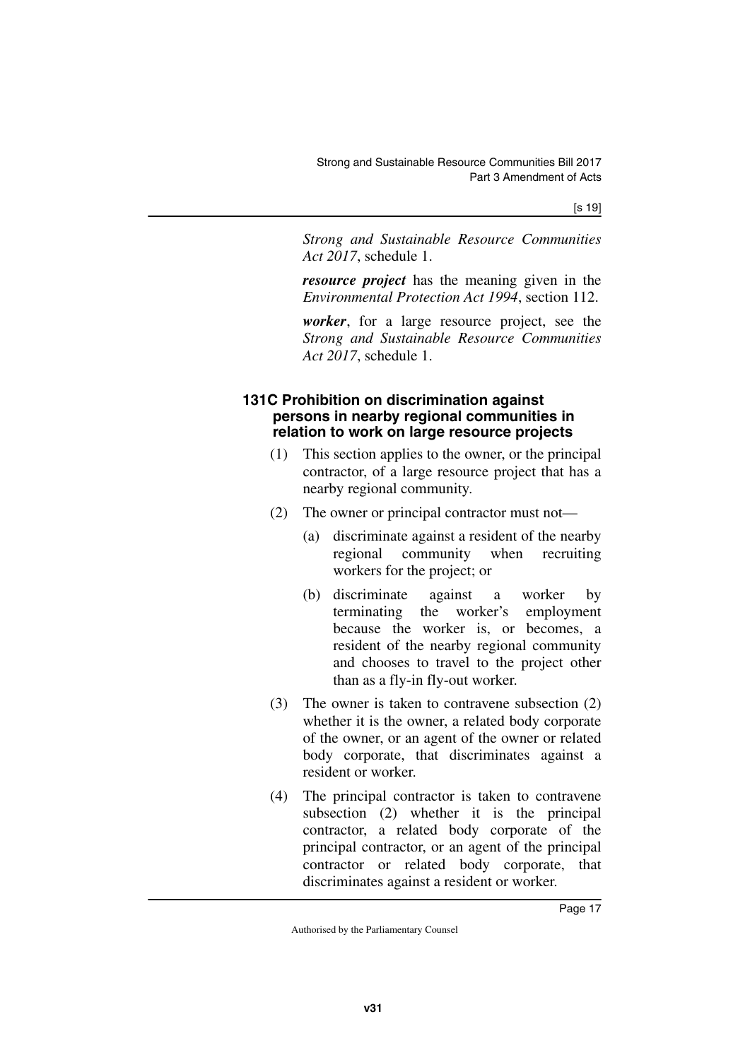*Strong and Sustainable Resource Communities Act 2017*, schedule 1.

***resource project*** has the meaning given in the *Environmental Protection Act 1994*, section 112.

***worker***, for a large resource project, see the *Strong and Sustainable Resource Communities Act 2017*, schedule 1.

#### 131C Prohibition on discrimination against persons in nearby regional communities in relation to work on large resource projects

(1) This section applies to the owner, or the principal contractor, of a large resource project that has a nearby regional community.

(2) The owner or principal contractor must not—

(a) discriminate against a resident of the nearby regional community when recruiting workers for the project; or

(b) discriminate against a worker by terminating the worker's employment because the worker is, or becomes, a resident of the nearby regional community and chooses to travel to the project other than as a fly-in fly-out worker.

(3) The owner is taken to contravene subsection (2) whether it is the owner, a related body corporate of the owner, or an agent of the owner or related body corporate, that discriminates against a resident or worker.

(4) The principal contractor is taken to contravene subsection (2) whether it is the principal contractor, a related body corporate of the principal contractor, or an agent of the principal contractor or related body corporate, that discriminates against a resident or worker.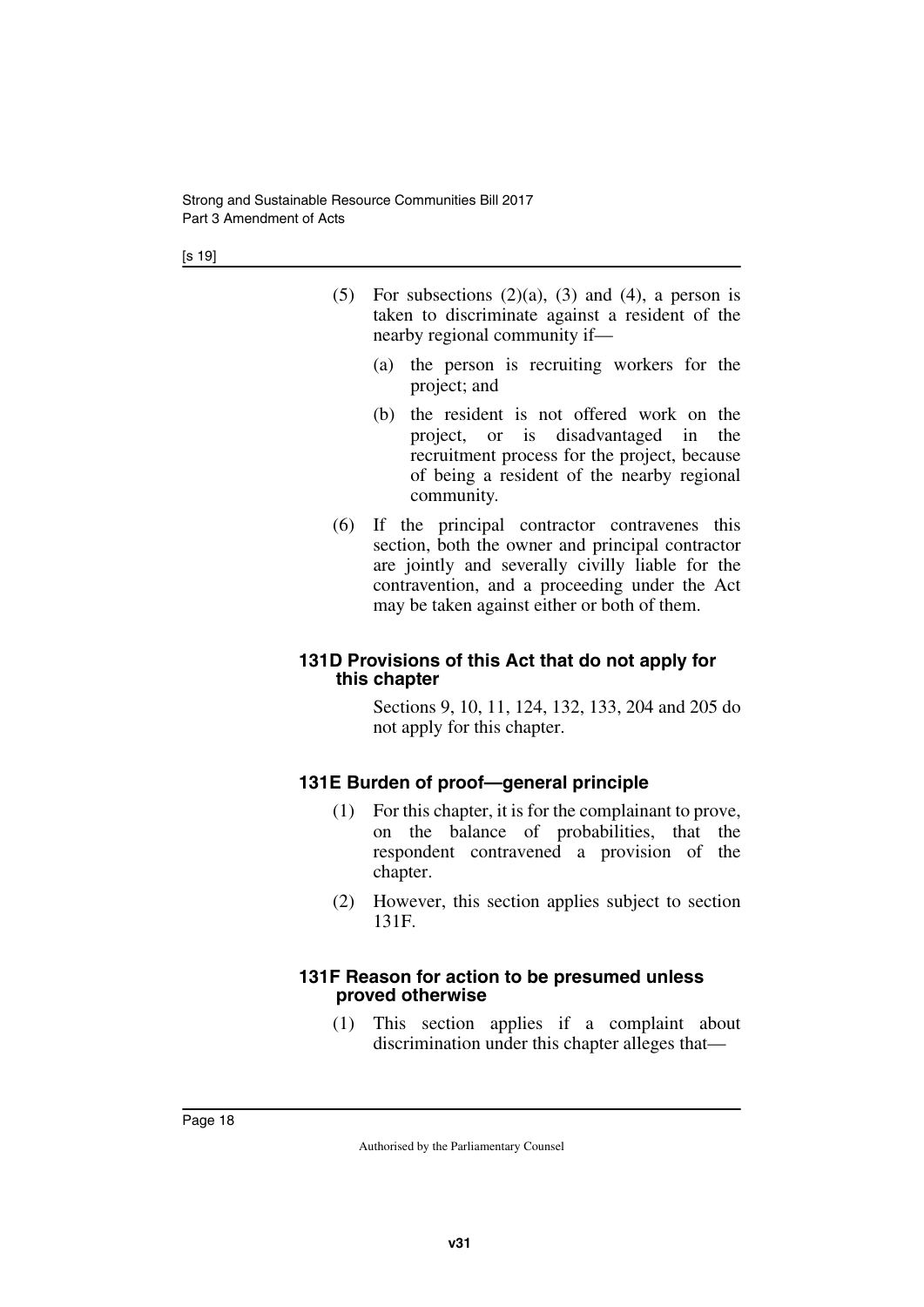(5) For subsections (2)(a), (3) and (4), a person is taken to discriminate against a resident of the nearby regional community if—

(a) the person is recruiting workers for the project; and

(b) the resident is not offered work on the project, or is disadvantaged in the recruitment process for the project, because of being a resident of the nearby regional community.

(6) If the principal contractor contravenes this section, both the owner and principal contractor are jointly and severally civilly liable for the contravention, and a proceeding under the Act may be taken against either or both of them.

### 131D Provisions of this Act that do not apply for this chapter

Sections 9, 10, 11, 124, 132, 133, 204 and 205 do not apply for this chapter.

### 131E Burden of proof—general principle

(1) For this chapter, it is for the complainant to prove, on the balance of probabilities, that the respondent contravened a provision of the chapter.

(2) However, this section applies subject to section 131F.

### 131F Reason for action to be presumed unless proved otherwise

(1) This section applies if a complaint about discrimination under this chapter alleges that—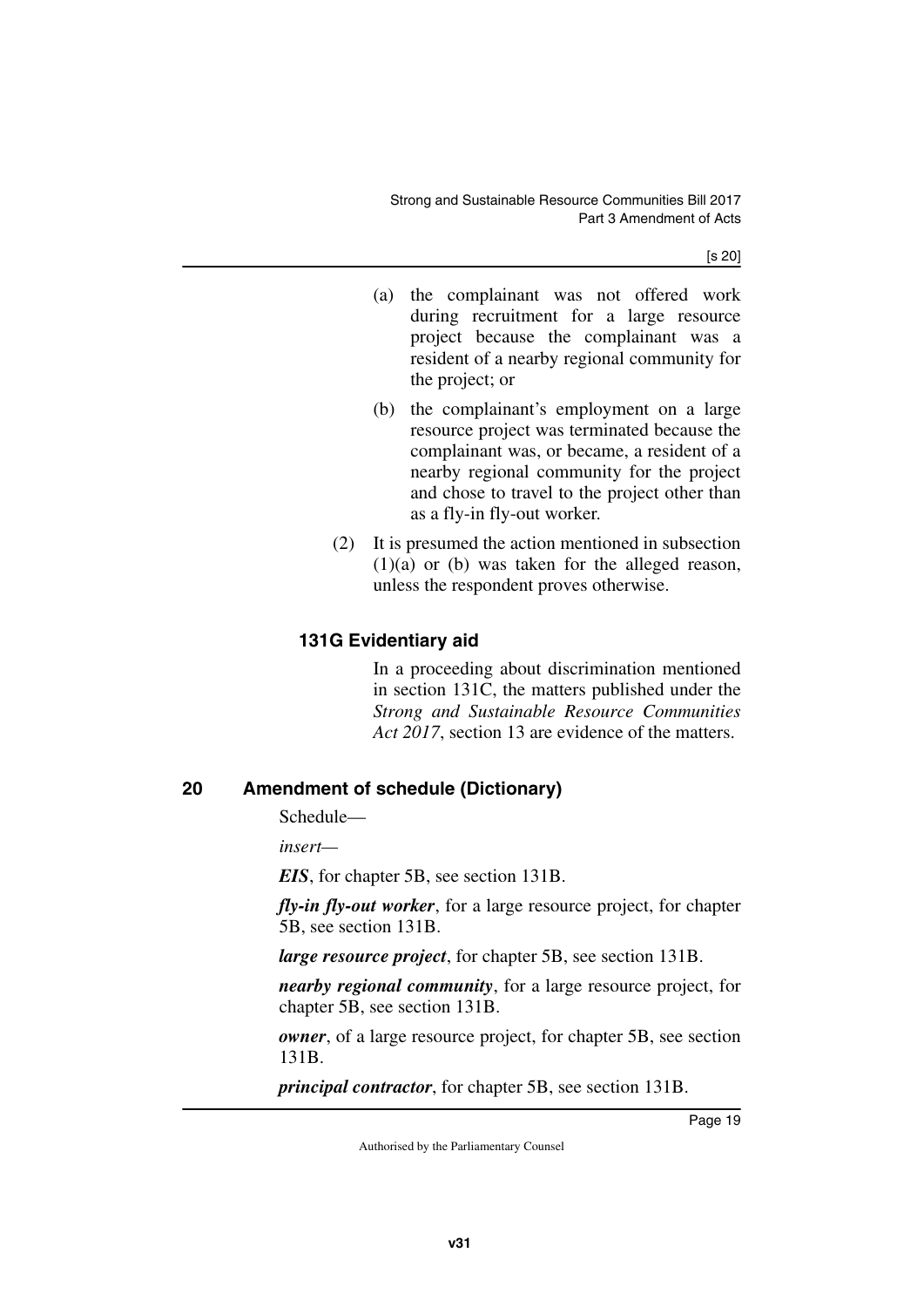(a) the complainant was not offered work during recruitment for a large resource project because the complainant was a resident of a nearby regional community for the project; or

(b) the complainant's employment on a large resource project was terminated because the complainant was, or became, a resident of a nearby regional community for the project and chose to travel to the project other than as a fly-in fly-out worker.

(2) It is presumed the action mentioned in subsection (1)(a) or (b) was taken for the alleged reason, unless the respondent proves otherwise.

### 131G Evidentiary aid

In a proceeding about discrimination mentioned in section 131C, the matters published under the *Strong and Sustainable Resource Communities Act 2017*, section 13 are evidence of the matters.

## 20 Amendment of schedule (Dictionary)

Schedule—

*insert—*

***EIS***, for chapter 5B, see section 131B.

***fly-in fly-out worker***, for a large resource project, for chapter 5B, see section 131B.

***large resource project***, for chapter 5B, see section 131B.

***nearby regional community***, for a large resource project, for chapter 5B, see section 131B.

***owner***, of a large resource project, for chapter 5B, see section 131B.

***principal contractor***, for chapter 5B, see section 131B.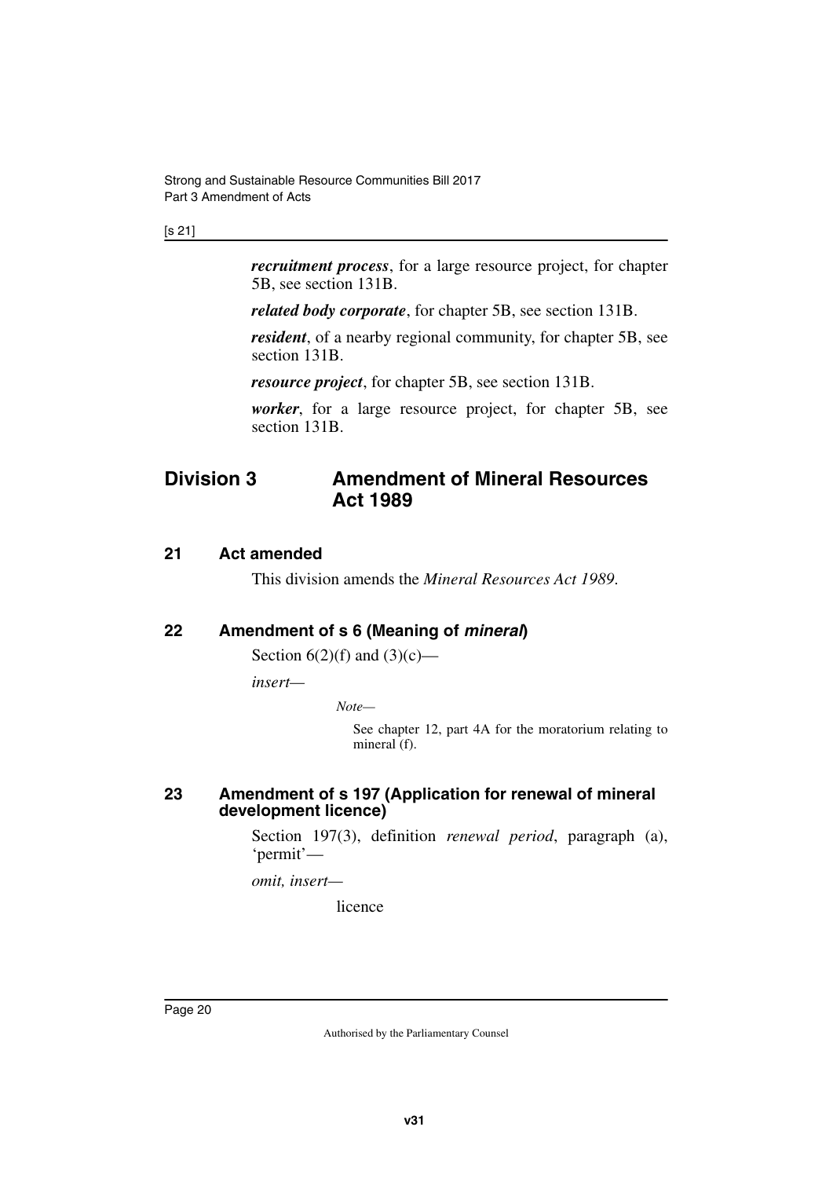***recruitment process***, for a large resource project, for chapter 5B, see section 131B.

***related body corporate***, for chapter 5B, see section 131B.

***resident***, of a nearby regional community, for chapter 5B, see section 131B.

***resource project***, for chapter 5B, see section 131B.

***worker***, for a large resource project, for chapter 5B, see section 131B.

## Division 3 Amendment of Mineral Resources Act 1989

### 21 Act amended

This division amends the *Mineral Resources Act 1989*.

### 22 Amendment of s 6 (Meaning of *mineral*)

Section 6(2)(f) and (3)(c)—

*insert*—

*Note*—

See chapter 12, part 4A for the moratorium relating to mineral (f).

### 23 Amendment of s 197 (Application for renewal of mineral development licence)

Section 197(3), definition *renewal period*, paragraph (a), 'permit'—

*omit, insert*—

licence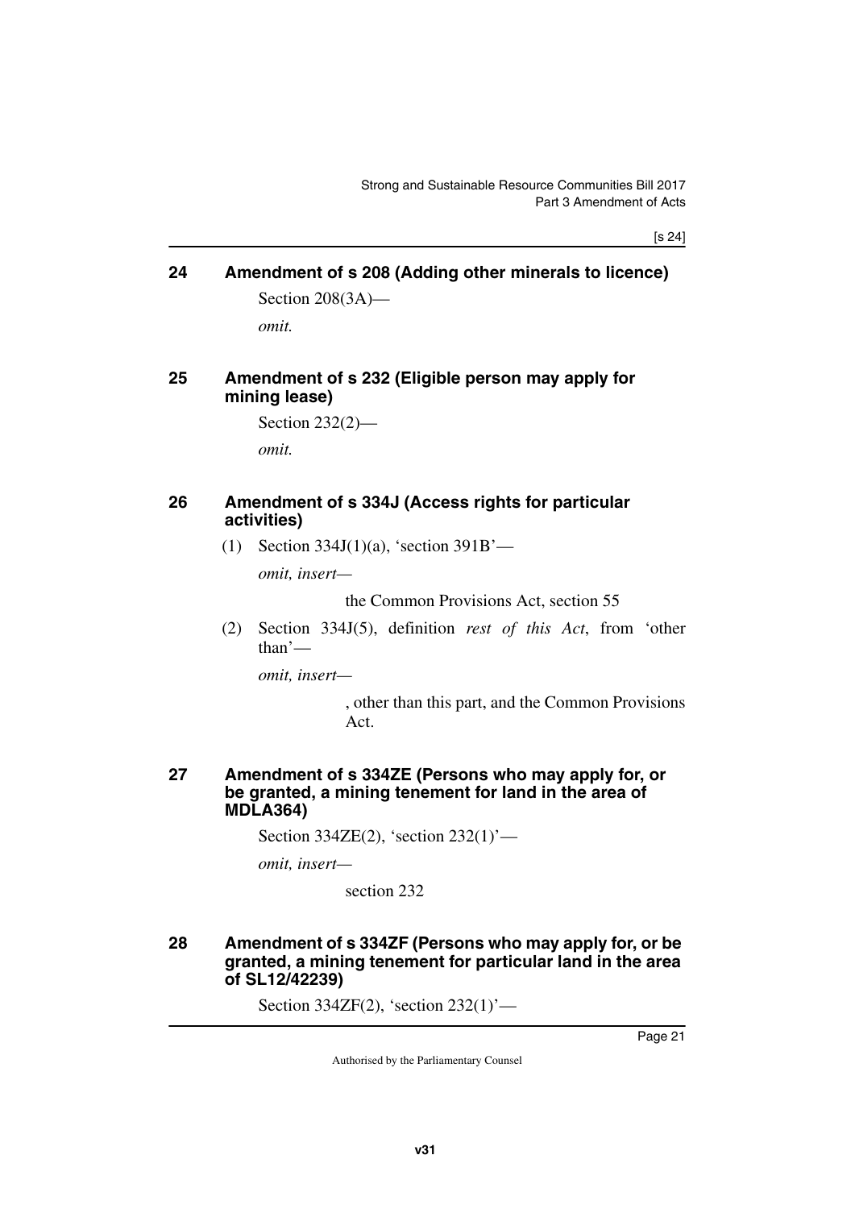## 24 Amendment of s 208 (Adding other minerals to licence)

Section 208(3A)—

*omit.*

## 25 Amendment of s 232 (Eligible person may apply for mining lease)

Section 232(2)—

*omit.*

## 26 Amendment of s 334J (Access rights for particular activities)

(1) Section 334J(1)(a), 'section 391B'—

*omit, insert—*

the Common Provisions Act, section 55

(2) Section 334J(5), definition *rest of this Act*, from 'other than'—

*omit, insert—*

, other than this part, and the Common Provisions Act.

## 27 Amendment of s 334ZE (Persons who may apply for, or be granted, a mining tenement for land in the area of MDLA364)

Section 334ZE(2), 'section 232(1)'—

*omit, insert—*

section 232

## 28 Amendment of s 334ZF (Persons who may apply for, or be granted, a mining tenement for particular land in the area of SL12/42239)

Section 334ZF(2), 'section 232(1)'—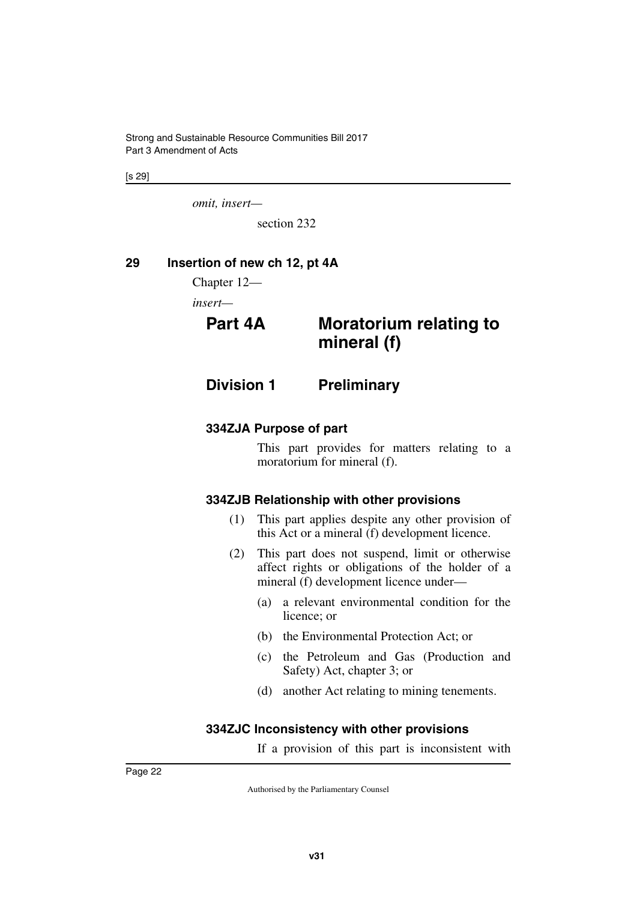*omit, insert—*

section 232

## 29 Insertion of new ch 12, pt 4A

Chapter 12—

*insert—*

# Part 4A Moratorium relating to mineral (f)

## Division 1 Preliminary

### 334ZJA Purpose of part

This part provides for matters relating to a moratorium for mineral (f).

### 334ZJB Relationship with other provisions

(1) This part applies despite any other provision of this Act or a mineral (f) development licence.

(2) This part does not suspend, limit or otherwise affect rights or obligations of the holder of a mineral (f) development licence under—

(a) a relevant environmental condition for the licence; or

(b) the Environmental Protection Act; or

(c) the Petroleum and Gas (Production and Safety) Act, chapter 3; or

(d) another Act relating to mining tenements.

### 334ZJC Inconsistency with other provisions

If a provision of this part is inconsistent with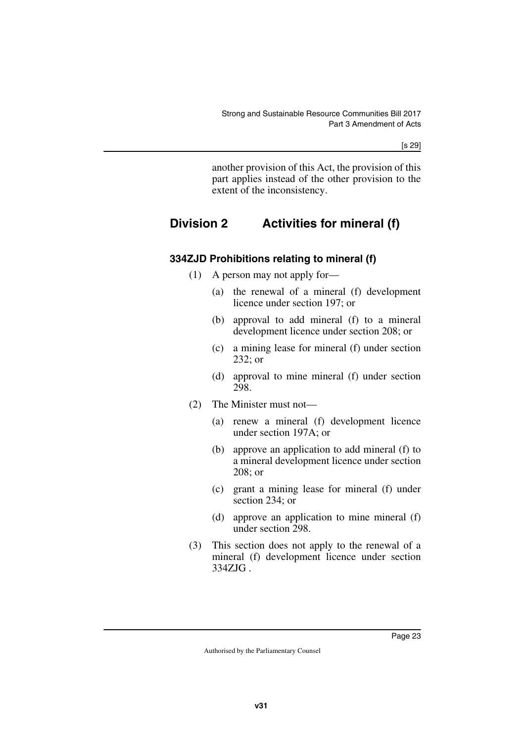another provision of this Act, the provision of this part applies instead of the other provision to the extent of the inconsistency.

## Division 2 Activities for mineral (f)

### 334ZJD Prohibitions relating to mineral (f)

(1) A person may not apply for—

(a) the renewal of a mineral (f) development licence under section 197; or

(b) approval to add mineral (f) to a mineral development licence under section 208; or

(c) a mining lease for mineral (f) under section 232; or

(d) approval to mine mineral (f) under section 298.

(2) The Minister must not—

(a) renew a mineral (f) development licence under section 197A; or

(b) approve an application to add mineral (f) to a mineral development licence under section 208; or

(c) grant a mining lease for mineral (f) under section 234; or

(d) approve an application to mine mineral (f) under section 298.

(3) This section does not apply to the renewal of a mineral (f) development licence under section 334ZJG .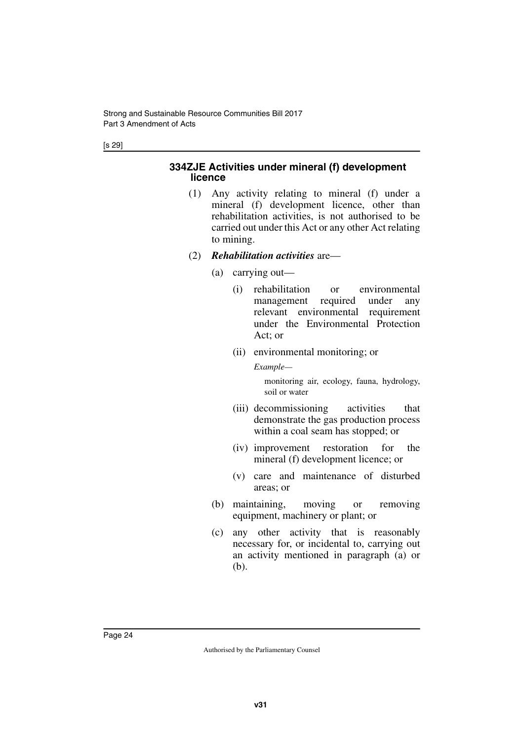#### 334ZJE Activities under mineral (f) development licence

(1) Any activity relating to mineral (f) under a mineral (f) development licence, other than rehabilitation activities, is not authorised to be carried out under this Act or any other Act relating to mining.

(2) ***Rehabilitation activities*** are—

(a) carrying out—

(i) rehabilitation or environmental management required under any relevant environmental requirement under the Environmental Protection Act; or

(ii) environmental monitoring; or

*Example—*

monitoring air, ecology, fauna, hydrology, soil or water

(iii) decommissioning activities that demonstrate the gas production process within a coal seam has stopped; or

(iv) improvement restoration for the mineral (f) development licence; or

(v) care and maintenance of disturbed areas; or

(b) maintaining, moving or removing equipment, machinery or plant; or

(c) any other activity that is reasonably necessary for, or incidental to, carrying out an activity mentioned in paragraph (a) or (b).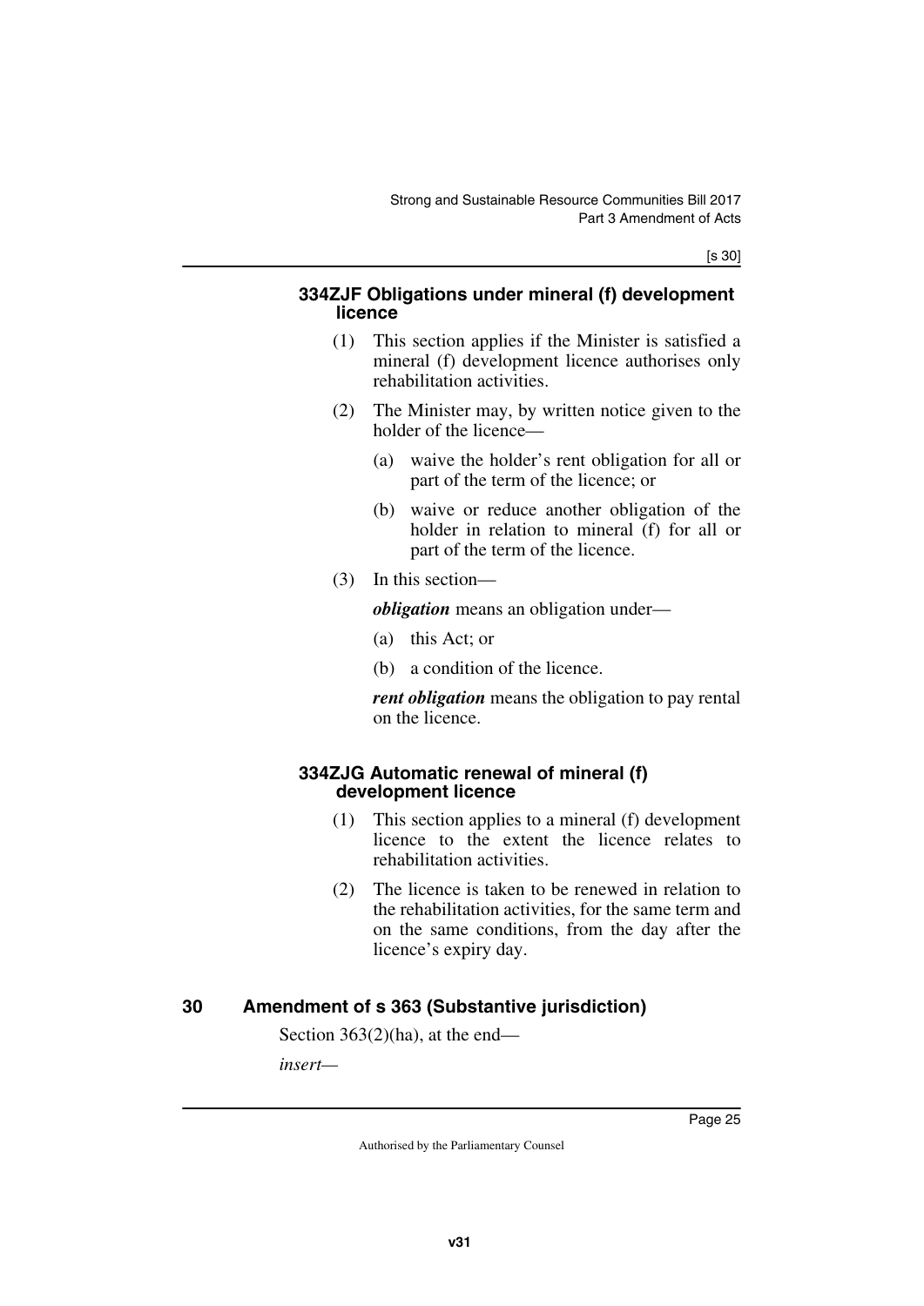#### 334ZJF Obligations under mineral (f) development licence

(1) This section applies if the Minister is satisfied a mineral (f) development licence authorises only rehabilitation activities.

(2) The Minister may, by written notice given to the holder of the licence—

(a) waive the holder's rent obligation for all or part of the term of the licence; or

(b) waive or reduce another obligation of the holder in relation to mineral (f) for all or part of the term of the licence.

(3) In this section—

***obligation*** means an obligation under—

(a) this Act; or

(b) a condition of the licence.

***rent obligation*** means the obligation to pay rental on the licence.

#### 334ZJG Automatic renewal of mineral (f) development licence

(1) This section applies to a mineral (f) development licence to the extent the licence relates to rehabilitation activities.

(2) The licence is taken to be renewed in relation to the rehabilitation activities, for the same term and on the same conditions, from the day after the licence's expiry day.

## 30 Amendment of s 363 (Substantive jurisdiction)

Section 363(2)(ha), at the end—

*insert*—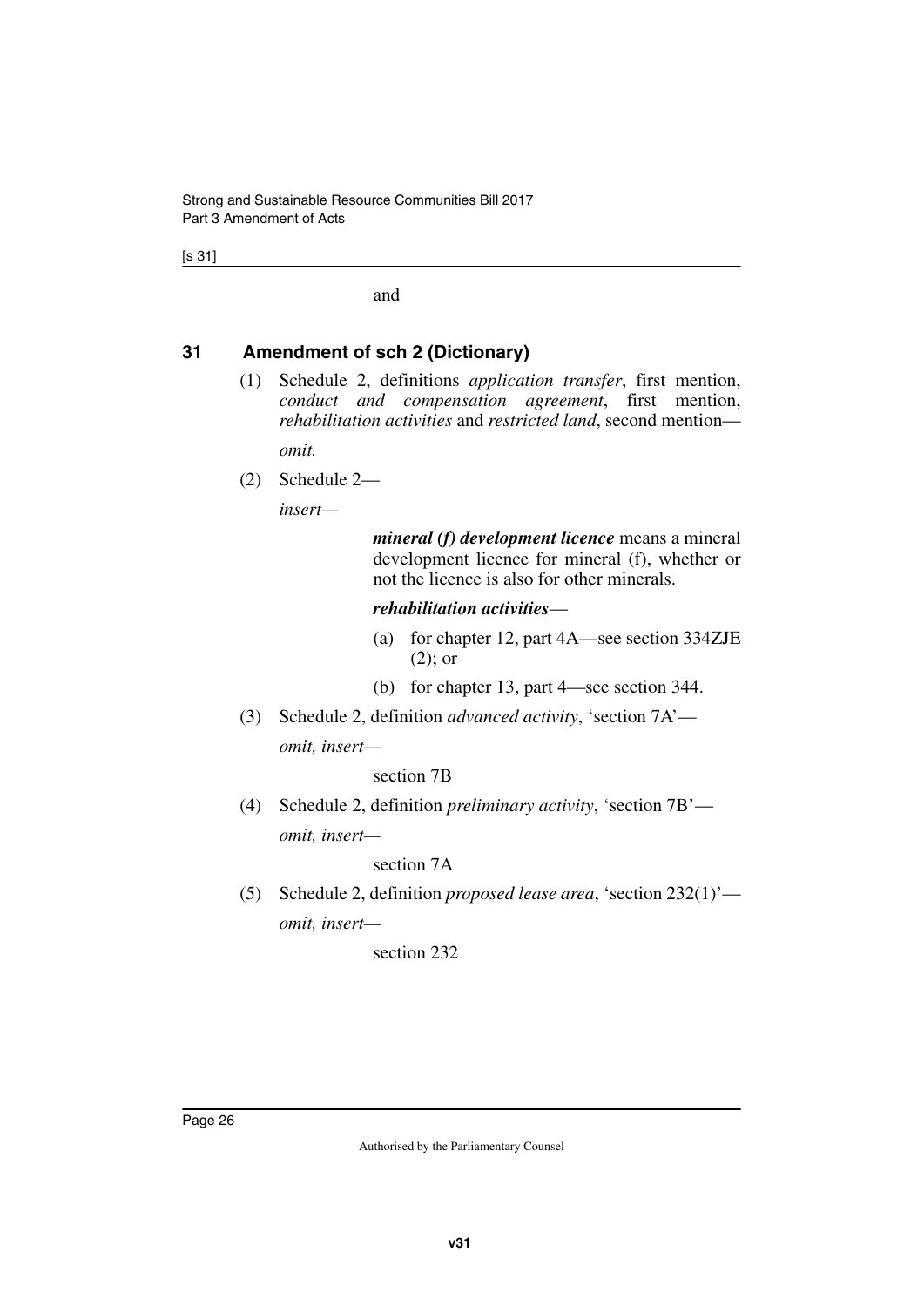and

## 31 Amendment of sch 2 (Dictionary)

(1) Schedule 2, definitions *application transfer*, first mention, *conduct and compensation agreement*, first mention, *rehabilitation activities* and *restricted land*, second mention—

*omit.*

(2) Schedule 2—

*insert—*

***mineral (f) development licence*** means a mineral development licence for mineral (f), whether or not the licence is also for other minerals.

***rehabilitation activities***—

(a) for chapter 12, part 4A—see section 334ZJE (2); or

(b) for chapter 13, part 4—see section 344.

(3) Schedule 2, definition *advanced activity*, 'section 7A'—

*omit, insert—*

section 7B

(4) Schedule 2, definition *preliminary activity*, 'section 7B'—

*omit, insert—*

section 7A

(5) Schedule 2, definition *proposed lease area*, 'section 232(1)'—

*omit, insert—*

section 232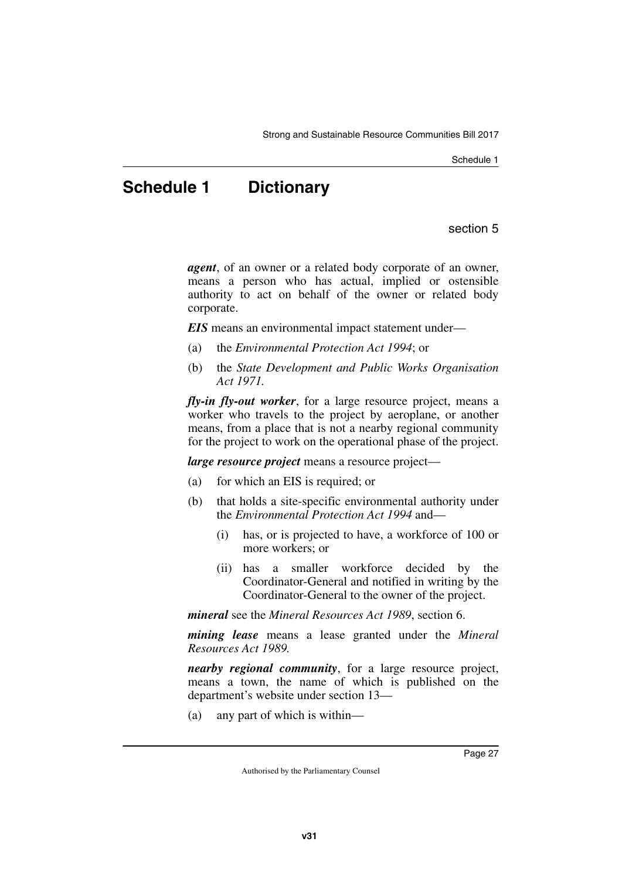# Schedule 1 Dictionary

section 5

***agent***, of an owner or a related body corporate of an owner, means a person who has actual, implied or ostensible authority to act on behalf of the owner or related body corporate.

***EIS*** means an environmental impact statement under—

(a) the *Environmental Protection Act 1994*; or

(b) the *State Development and Public Works Organisation Act 1971*.

***fly-in fly-out worker***, for a large resource project, means a worker who travels to the project by aeroplane, or another means, from a place that is not a nearby regional community for the project to work on the operational phase of the project.

***large resource project*** means a resource project—

(a) for which an EIS is required; or

(b) that holds a site-specific environmental authority under the *Environmental Protection Act 1994* and—

  (i) has, or is projected to have, a workforce of 100 or more workers; or

  (ii) has a smaller workforce decided by the Coordinator-General and notified in writing by the Coordinator-General to the owner of the project.

***mineral*** see the *Mineral Resources Act 1989*, section 6.

***mining lease*** means a lease granted under the *Mineral Resources Act 1989.*

***nearby regional community***, for a large resource project, means a town, the name of which is published on the department's website under section 13—

(a) any part of which is within—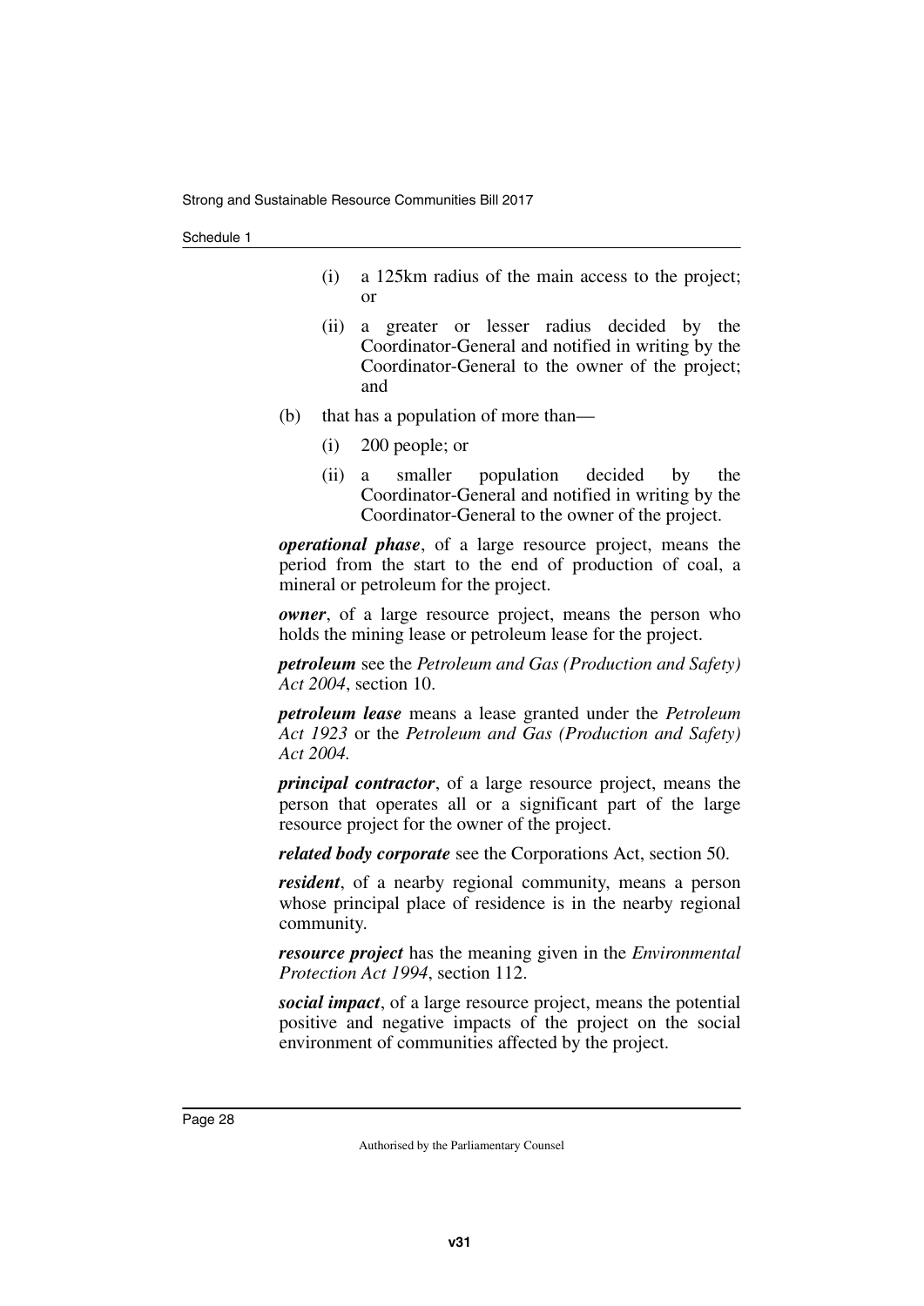- (i) a 125km radius of the main access to the project; or
- (ii) a greater or lesser radius decided by the Coordinator-General and notified in writing by the Coordinator-General to the owner of the project; and

(b) that has a population of more than—

- (i) 200 people; or
- (ii) a smaller population decided by the Coordinator-General and notified in writing by the Coordinator-General to the owner of the project.

***operational phase***, of a large resource project, means the period from the start to the end of production of coal, a mineral or petroleum for the project.

***owner***, of a large resource project, means the person who holds the mining lease or petroleum lease for the project.

***petroleum*** see the *Petroleum and Gas (Production and Safety) Act 2004*, section 10.

***petroleum lease*** means a lease granted under the *Petroleum Act 1923* or the *Petroleum and Gas (Production and Safety) Act 2004*.

***principal contractor***, of a large resource project, means the person that operates all or a significant part of the large resource project for the owner of the project.

***related body corporate*** see the Corporations Act, section 50.

***resident***, of a nearby regional community, means a person whose principal place of residence is in the nearby regional community.

***resource project*** has the meaning given in the *Environmental Protection Act 1994*, section 112.

***social impact***, of a large resource project, means the potential positive and negative impacts of the project on the social environment of communities affected by the project.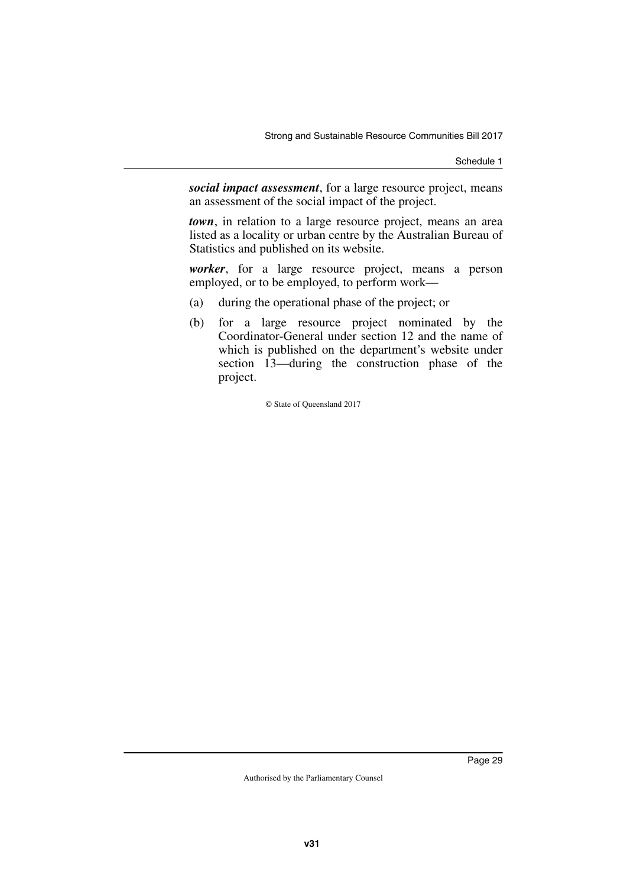***social impact assessment***, for a large resource project, means an assessment of the social impact of the project.

***town***, in relation to a large resource project, means an area listed as a locality or urban centre by the Australian Bureau of Statistics and published on its website.

***worker***, for a large resource project, means a person employed, or to be employed, to perform work—

(a) during the operational phase of the project; or

(b) for a large resource project nominated by the Coordinator-General under section 12 and the name of which is published on the department's website under section 13—during the construction phase of the project.

© State of Queensland 2017